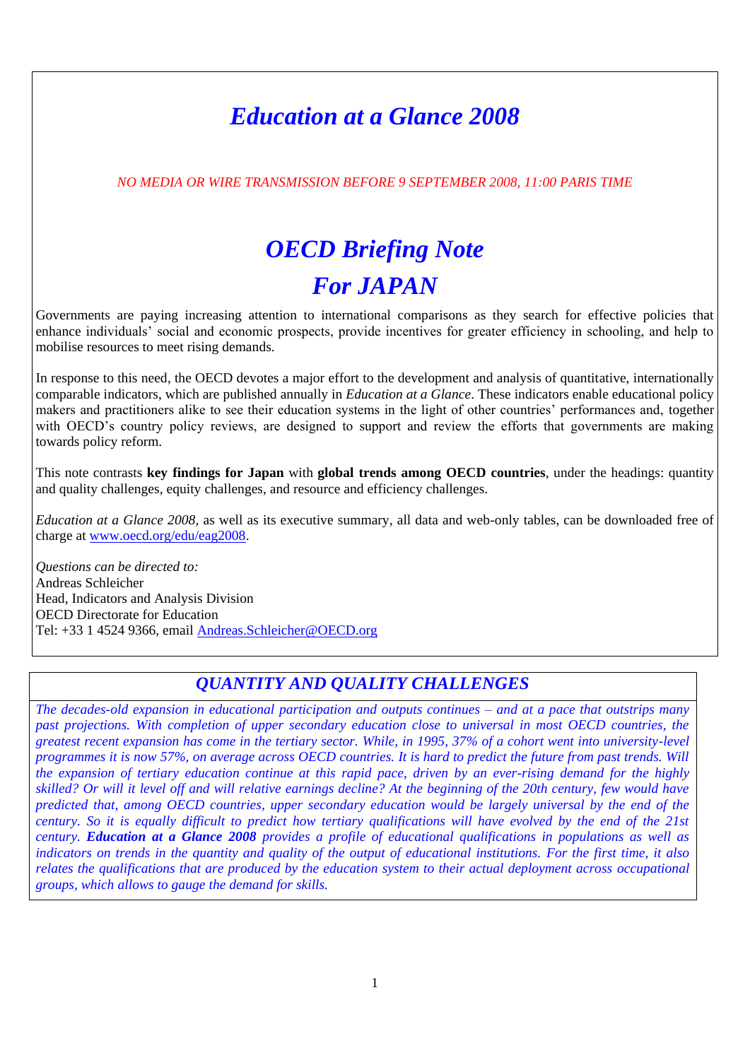# *Education at a Glance 2008*

*NO MEDIA OR WIRE TRANSMISSION BEFORE 9 SEPTEMBER 2008, 11:00 PARIS TIME*

# *OECD Briefing Note*
# *For JAPAN*

Governments are paying increasing attention to international comparisons as they search for effective policies that enhance individuals' social and economic prospects, provide incentives for greater efficiency in schooling, and help to mobilise resources to meet rising demands.

In response to this need, the OECD devotes a major effort to the development and analysis of quantitative, internationally comparable indicators, which are published annually in *Education at a Glance*. These indicators enable educational policy makers and practitioners alike to see their education systems in the light of other countries' performances and, together with OECD's country policy reviews, are designed to support and review the efforts that governments are making towards policy reform.

This note contrasts **key findings for Japan** with **global trends among OECD countries**, under the headings: quantity and quality challenges, equity challenges, and resource and efficiency challenges.

*Education at a Glance 2008*, as well as its executive summary, all data and web-only tables, can be downloaded free of charge at www.oecd.org/edu/eag2008.

*Questions can be directed to:*
Andreas Schleicher
Head, Indicators and Analysis Division
OECD Directorate for Education
Tel: +33 1 4524 9366, email Andreas.Schleicher@OECD.org

## *QUANTITY AND QUALITY CHALLENGES*

*The decades-old expansion in educational participation and outputs continues – and at a pace that outstrips many past projections. With completion of upper secondary education close to universal in most OECD countries, the greatest recent expansion has come in the tertiary sector. While, in 1995, 37% of a cohort went into university-level programmes it is now 57%, on average across OECD countries. It is hard to predict the future from past trends. Will the expansion of tertiary education continue at this rapid pace, driven by an ever-rising demand for the highly skilled? Or will it level off and will relative earnings decline? At the beginning of the 20th century, few would have predicted that, among OECD countries, upper secondary education would be largely universal by the end of the century. So it is equally difficult to predict how tertiary qualifications will have evolved by the end of the 21st century.* ***Education at a Glance 2008*** *provides a profile of educational qualifications in populations as well as indicators on trends in the quantity and quality of the output of educational institutions. For the first time, it also relates the qualifications that are produced by the education system to their actual deployment across occupational groups, which allows to gauge the demand for skills.*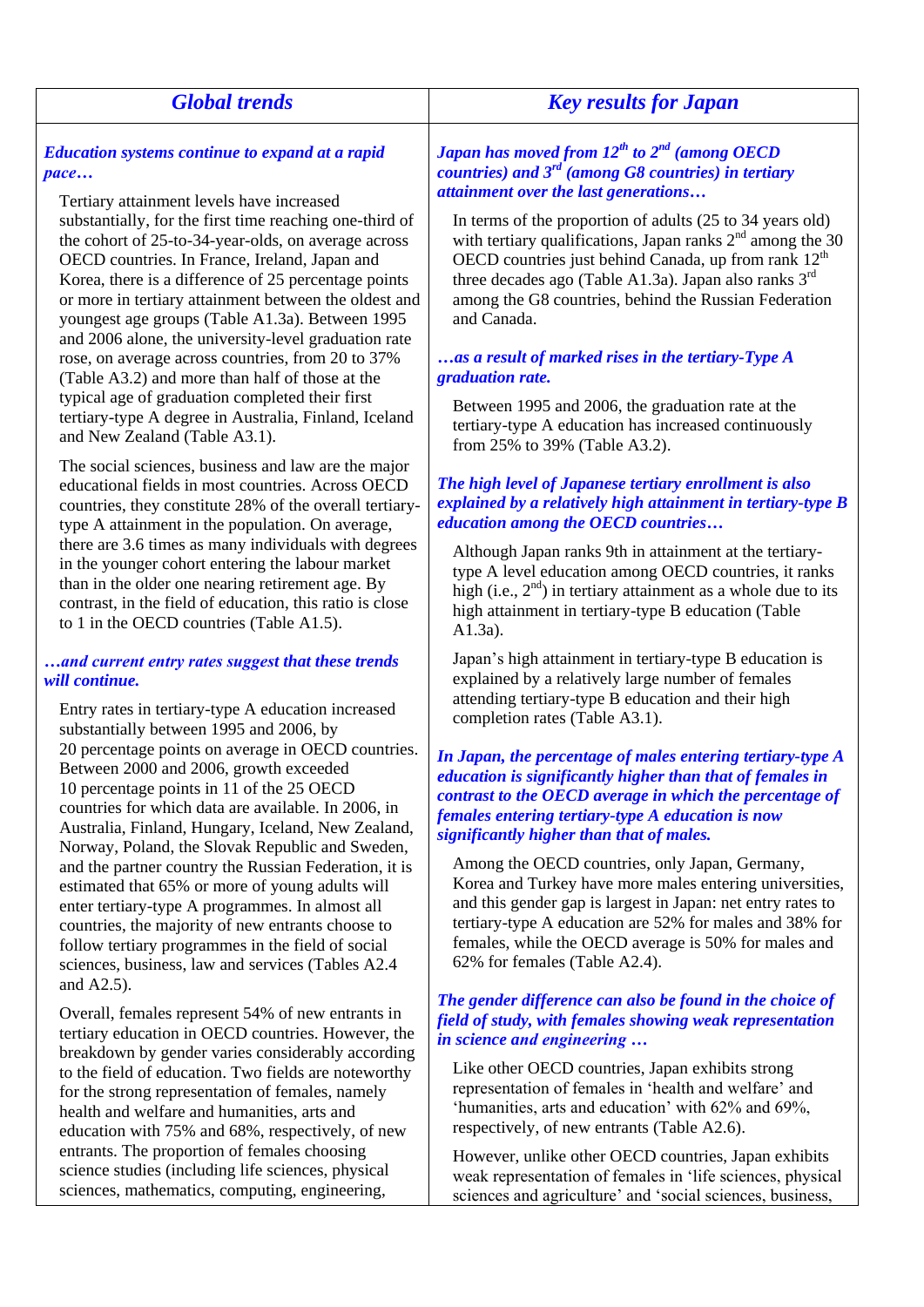## Global trends

***Education systems continue to expand at a rapid pace…***

Tertiary attainment levels have increased substantially, for the first time reaching one-third of the cohort of 25-to-34-year-olds, on average across OECD countries. In France, Ireland, Japan and Korea, there is a difference of 25 percentage points or more in tertiary attainment between the oldest and youngest age groups (Table A1.3a). Between 1995 and 2006 alone, the university-level graduation rate rose, on average across countries, from 20 to 37% (Table A3.2) and more than half of those at the typical age of graduation completed their first tertiary-type A degree in Australia, Finland, Iceland and New Zealand (Table A3.1).

The social sciences, business and law are the major educational fields in most countries. Across OECD countries, they constitute 28% of the overall tertiary-type A attainment in the population. On average, there are 3.6 times as many individuals with degrees in the younger cohort entering the labour market than in the older one nearing retirement age. By contrast, in the field of education, this ratio is close to 1 in the OECD countries (Table A1.5).

***…and current entry rates suggest that these trends will continue.***

Entry rates in tertiary-type A education increased substantially between 1995 and 2006, by 20 percentage points on average in OECD countries. Between 2000 and 2006, growth exceeded 10 percentage points in 11 of the 25 OECD countries for which data are available. In 2006, in Australia, Finland, Hungary, Iceland, New Zealand, Norway, Poland, the Slovak Republic and Sweden, and the partner country the Russian Federation, it is estimated that 65% or more of young adults will enter tertiary-type A programmes. In almost all countries, the majority of new entrants choose to follow tertiary programmes in the field of social sciences, business, law and services (Tables A2.4 and A2.5).

Overall, females represent 54% of new entrants in tertiary education in OECD countries. However, the breakdown by gender varies considerably according to the field of education. Two fields are noteworthy for the strong representation of females, namely health and welfare and humanities, arts and education with 75% and 68%, respectively, of new entrants. The proportion of females choosing science studies (including life sciences, physical sciences, mathematics, computing, engineering,

## Key results for Japan

***Japan has moved from 12th to 2nd (among OECD countries) and 3rd (among G8 countries) in tertiary attainment over the last generations…***

In terms of the proportion of adults (25 to 34 years old) with tertiary qualifications, Japan ranks 2nd among the 30 OECD countries just behind Canada, up from rank 12th three decades ago (Table A1.3a). Japan also ranks 3rd among the G8 countries, behind the Russian Federation and Canada.

***…as a result of marked rises in the tertiary-Type A graduation rate.***

Between 1995 and 2006, the graduation rate at the tertiary-type A education has increased continuously from 25% to 39% (Table A3.2).

***The high level of Japanese tertiary enrollment is also explained by a relatively high attainment in tertiary-type B education among the OECD countries…***

Although Japan ranks 9th in attainment at the tertiary-type A level education among OECD countries, it ranks high (i.e., 2nd) in tertiary attainment as a whole due to its high attainment in tertiary-type B education (Table A1.3a).

Japan's high attainment in tertiary-type B education is explained by a relatively large number of females attending tertiary-type B education and their high completion rates (Table A3.1).

***In Japan, the percentage of males entering tertiary-type A education is significantly higher than that of females in contrast to the OECD average in which the percentage of females entering tertiary-type A education is now significantly higher than that of males.***

Among the OECD countries, only Japan, Germany, Korea and Turkey have more males entering universities, and this gender gap is largest in Japan: net entry rates to tertiary-type A education are 52% for males and 38% for females, while the OECD average is 50% for males and 62% for females (Table A2.4).

***The gender difference can also be found in the choice of field of study, with females showing weak representation in science and engineering …***

Like other OECD countries, Japan exhibits strong representation of females in 'health and welfare' and 'humanities, arts and education' with 62% and 69%, respectively, of new entrants (Table A2.6).

However, unlike other OECD countries, Japan exhibits weak representation of females in 'life sciences, physical sciences and agriculture' and 'social sciences, business,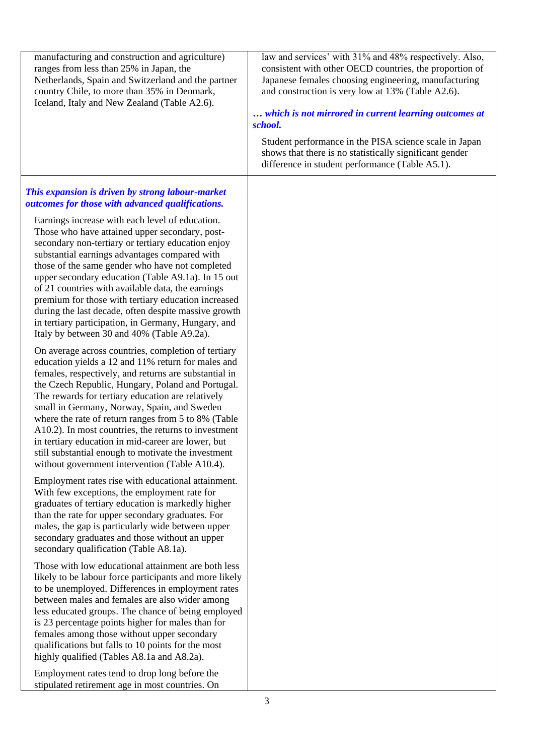manufacturing and construction and agriculture) ranges from less than 25% in Japan, the Netherlands, Spain and Switzerland and the partner country Chile, to more than 35% in Denmark, Iceland, Italy and New Zealand (Table A2.6).

law and services' with 31% and 48% respectively. Also, consistent with other OECD countries, the proportion of Japanese females choosing engineering, manufacturing and construction is very low at 13% (Table A2.6).

***… which is not mirrored in current learning outcomes at school.***

Student performance in the PISA science scale in Japan shows that there is no statistically significant gender difference in student performance (Table A5.1).

***This expansion is driven by strong labour-market outcomes for those with advanced qualifications.***

Earnings increase with each level of education. Those who have attained upper secondary, post-secondary non-tertiary or tertiary education enjoy substantial earnings advantages compared with those of the same gender who have not completed upper secondary education (Table A9.1a). In 15 out of 21 countries with available data, the earnings premium for those with tertiary education increased during the last decade, often despite massive growth in tertiary participation, in Germany, Hungary, and Italy by between 30 and 40% (Table A9.2a).

On average across countries, completion of tertiary education yields a 12 and 11% return for males and females, respectively, and returns are substantial in the Czech Republic, Hungary, Poland and Portugal. The rewards for tertiary education are relatively small in Germany, Norway, Spain, and Sweden where the rate of return ranges from 5 to 8% (Table A10.2). In most countries, the returns to investment in tertiary education in mid-career are lower, but still substantial enough to motivate the investment without government intervention (Table A10.4).

Employment rates rise with educational attainment. With few exceptions, the employment rate for graduates of tertiary education is markedly higher than the rate for upper secondary graduates. For males, the gap is particularly wide between upper secondary graduates and those without an upper secondary qualification (Table A8.1a).

Those with low educational attainment are both less likely to be labour force participants and more likely to be unemployed. Differences in employment rates between males and females are also wider among less educated groups. The chance of being employed is 23 percentage points higher for males than for females among those without upper secondary qualifications but falls to 10 points for the most highly qualified (Tables A8.1a and A8.2a).

Employment rates tend to drop long before the stipulated retirement age in most countries. On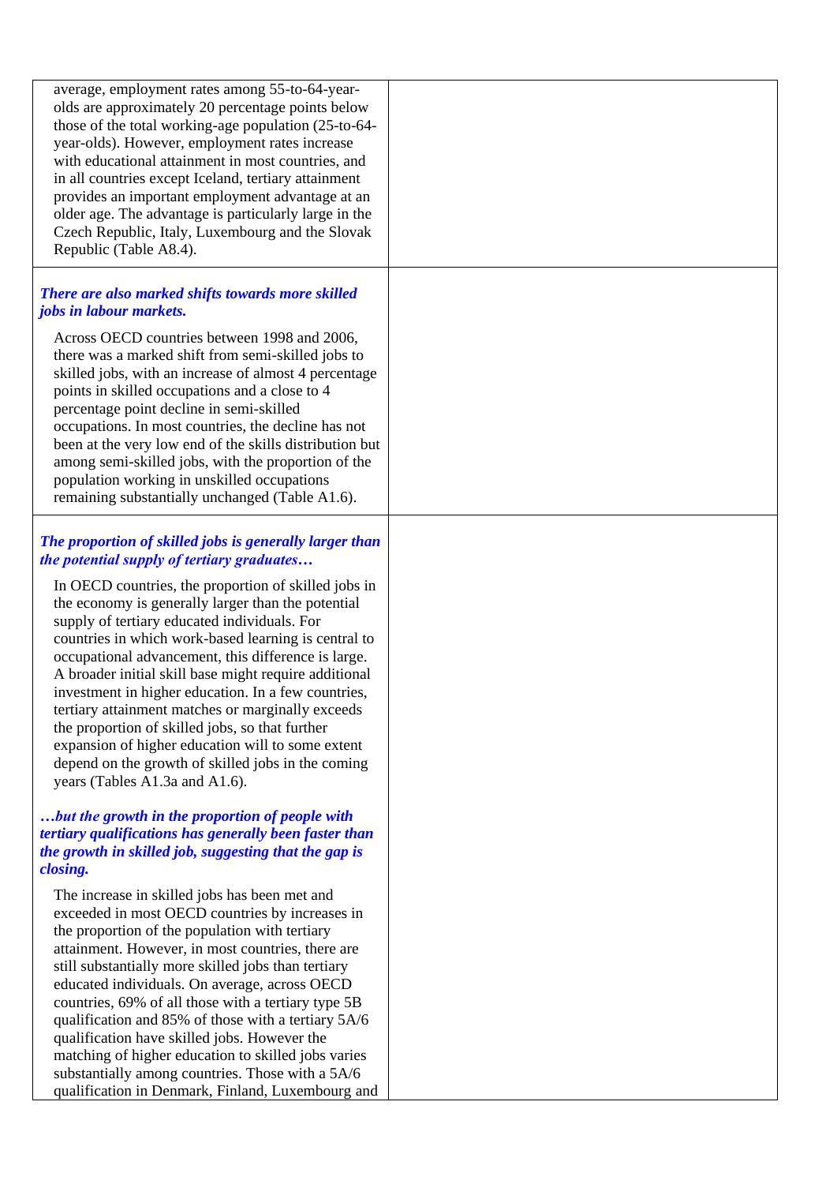average, employment rates among 55-to-64-year-olds are approximately 20 percentage points below those of the total working-age population (25-to-64-year-olds). However, employment rates increase with educational attainment in most countries, and in all countries except Iceland, tertiary attainment provides an important employment advantage at an older age. The advantage is particularly large in the Czech Republic, Italy, Luxembourg and the Slovak Republic (Table A8.4).

***There are also marked shifts towards more skilled jobs in labour markets.***

Across OECD countries between 1998 and 2006, there was a marked shift from semi-skilled jobs to skilled jobs, with an increase of almost 4 percentage points in skilled occupations and a close to 4 percentage point decline in semi-skilled occupations. In most countries, the decline has not been at the very low end of the skills distribution but among semi-skilled jobs, with the proportion of the population working in unskilled occupations remaining substantially unchanged (Table A1.6).

***The proportion of skilled jobs is generally larger than the potential supply of tertiary graduates…***

In OECD countries, the proportion of skilled jobs in the economy is generally larger than the potential supply of tertiary educated individuals. For countries in which work-based learning is central to occupational advancement, this difference is large. A broader initial skill base might require additional investment in higher education. In a few countries, tertiary attainment matches or marginally exceeds the proportion of skilled jobs, so that further expansion of higher education will to some extent depend on the growth of skilled jobs in the coming years (Tables A1.3a and A1.6).

***…but the growth in the proportion of people with tertiary qualifications has generally been faster than the growth in skilled job, suggesting that the gap is closing.***

The increase in skilled jobs has been met and exceeded in most OECD countries by increases in the proportion of the population with tertiary attainment. However, in most countries, there are still substantially more skilled jobs than tertiary educated individuals. On average, across OECD countries, 69% of all those with a tertiary type 5B qualification and 85% of those with a tertiary 5A/6 qualification have skilled jobs. However the matching of higher education to skilled jobs varies substantially among countries. Those with a 5A/6 qualification in Denmark, Finland, Luxembourg and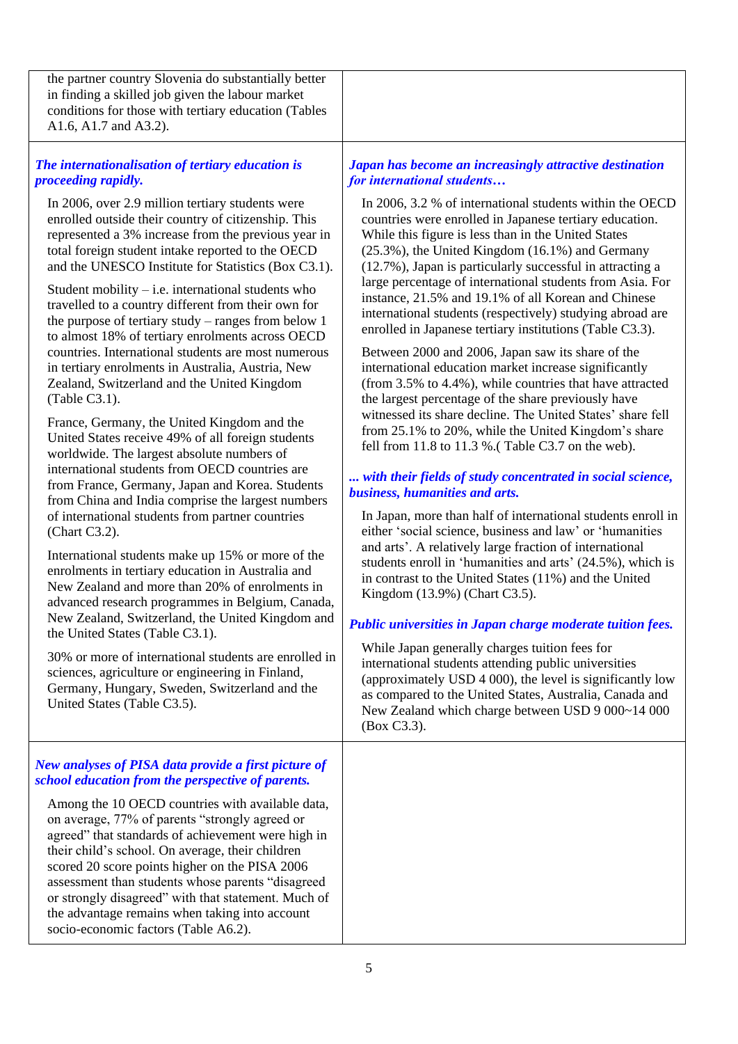the partner country Slovenia do substantially better in finding a skilled job given the labour market conditions for those with tertiary education (Tables A1.6, A1.7 and A3.2).

***The internationalisation of tertiary education is proceeding rapidly.***

In 2006, over 2.9 million tertiary students were enrolled outside their country of citizenship. This represented a 3% increase from the previous year in total foreign student intake reported to the OECD and the UNESCO Institute for Statistics (Box C3.1).

Student mobility – i.e. international students who travelled to a country different from their own for the purpose of tertiary study – ranges from below 1 to almost 18% of tertiary enrolments across OECD countries. International students are most numerous in tertiary enrolments in Australia, Austria, New Zealand, Switzerland and the United Kingdom (Table C3.1).

France, Germany, the United Kingdom and the United States receive 49% of all foreign students worldwide. The largest absolute numbers of international students from OECD countries are from France, Germany, Japan and Korea. Students from China and India comprise the largest numbers of international students from partner countries (Chart C3.2).

International students make up 15% or more of the enrolments in tertiary education in Australia and New Zealand and more than 20% of enrolments in advanced research programmes in Belgium, Canada, New Zealand, Switzerland, the United Kingdom and the United States (Table C3.1).

30% or more of international students are enrolled in sciences, agriculture or engineering in Finland, Germany, Hungary, Sweden, Switzerland and the United States (Table C3.5).

***Japan has become an increasingly attractive destination for international students…***

In 2006, 3.2 % of international students within the OECD countries were enrolled in Japanese tertiary education. While this figure is less than in the United States (25.3%), the United Kingdom (16.1%) and Germany (12.7%), Japan is particularly successful in attracting a large percentage of international students from Asia. For instance, 21.5% and 19.1% of all Korean and Chinese international students (respectively) studying abroad are enrolled in Japanese tertiary institutions (Table C3.3).

Between 2000 and 2006, Japan saw its share of the international education market increase significantly (from 3.5% to 4.4%), while countries that have attracted the largest percentage of the share previously have witnessed its share decline. The United States' share fell from 25.1% to 20%, while the United Kingdom's share fell from 11.8 to 11.3 %.( Table C3.7 on the web).

***... with their fields of study concentrated in social science, business, humanities and arts.***

In Japan, more than half of international students enroll in either 'social science, business and law' or 'humanities and arts'. A relatively large fraction of international students enroll in 'humanities and arts' (24.5%), which is in contrast to the United States (11%) and the United Kingdom (13.9%) (Chart C3.5).

***Public universities in Japan charge moderate tuition fees.***

While Japan generally charges tuition fees for international students attending public universities (approximately USD 4 000), the level is significantly low as compared to the United States, Australia, Canada and New Zealand which charge between USD 9 000~14 000 (Box C3.3).

***New analyses of PISA data provide a first picture of school education from the perspective of parents.***

Among the 10 OECD countries with available data, on average, 77% of parents "strongly agreed or agreed" that standards of achievement were high in their child's school. On average, their children scored 20 score points higher on the PISA 2006 assessment than students whose parents "disagreed or strongly disagreed" with that statement. Much of the advantage remains when taking into account socio-economic factors (Table A6.2).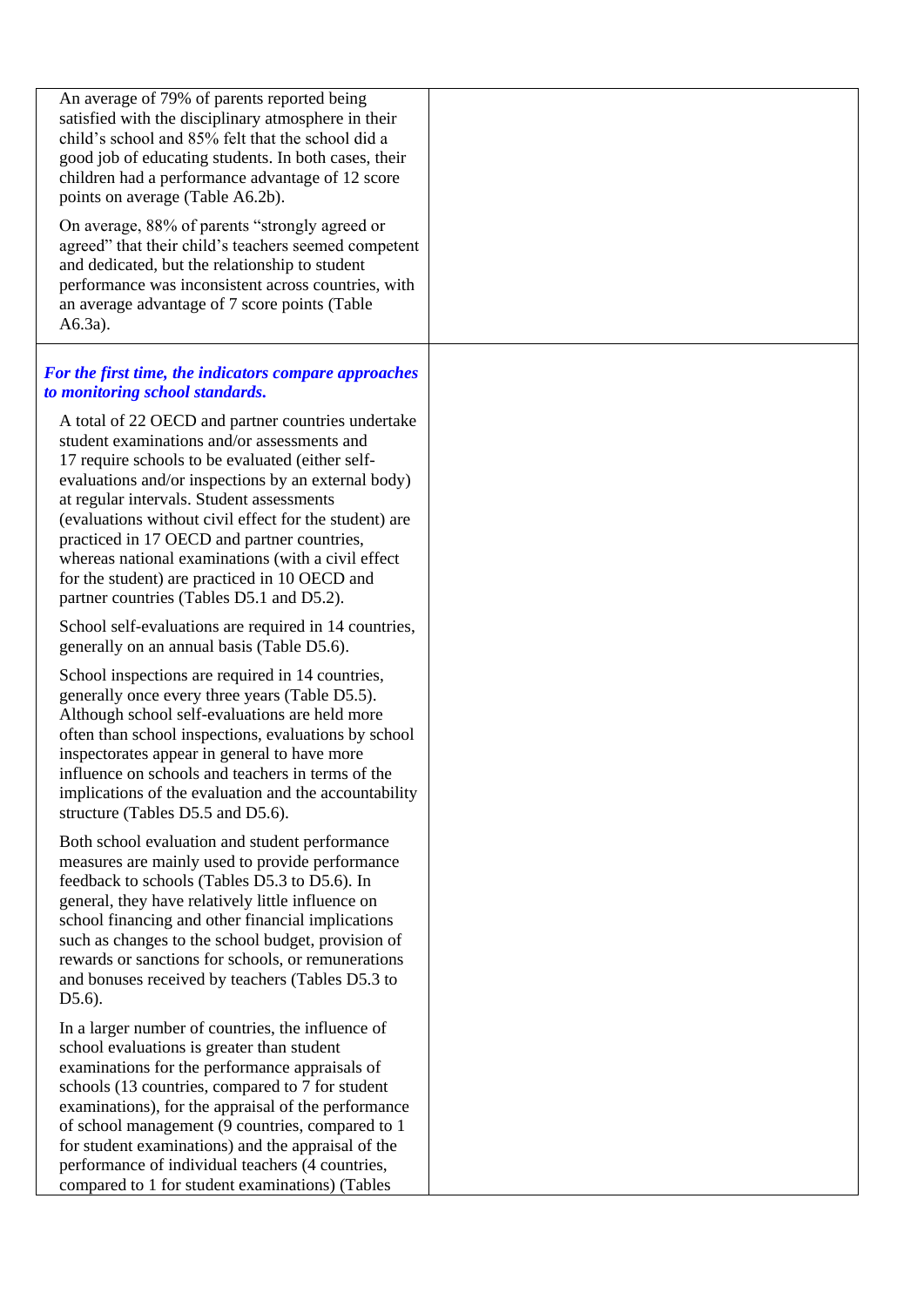An average of 79% of parents reported being satisfied with the disciplinary atmosphere in their child's school and 85% felt that the school did a good job of educating students. In both cases, their children had a performance advantage of 12 score points on average (Table A6.2b).

On average, 88% of parents "strongly agreed or agreed" that their child's teachers seemed competent and dedicated, but the relationship to student performance was inconsistent across countries, with an average advantage of 7 score points (Table A6.3a).

***For the first time, the indicators compare approaches to monitoring school standards.***

A total of 22 OECD and partner countries undertake student examinations and/or assessments and 17 require schools to be evaluated (either self-evaluations and/or inspections by an external body) at regular intervals. Student assessments (evaluations without civil effect for the student) are practiced in 17 OECD and partner countries, whereas national examinations (with a civil effect for the student) are practiced in 10 OECD and partner countries (Tables D5.1 and D5.2).

School self-evaluations are required in 14 countries, generally on an annual basis (Table D5.6).

School inspections are required in 14 countries, generally once every three years (Table D5.5). Although school self-evaluations are held more often than school inspections, evaluations by school inspectorates appear in general to have more influence on schools and teachers in terms of the implications of the evaluation and the accountability structure (Tables D5.5 and D5.6).

Both school evaluation and student performance measures are mainly used to provide performance feedback to schools (Tables D5.3 to D5.6). In general, they have relatively little influence on school financing and other financial implications such as changes to the school budget, provision of rewards or sanctions for schools, or remunerations and bonuses received by teachers (Tables D5.3 to D5.6).

In a larger number of countries, the influence of school evaluations is greater than student examinations for the performance appraisals of schools (13 countries, compared to 7 for student examinations), for the appraisal of the performance of school management (9 countries, compared to 1 for student examinations) and the appraisal of the performance of individual teachers (4 countries, compared to 1 for student examinations) (Tables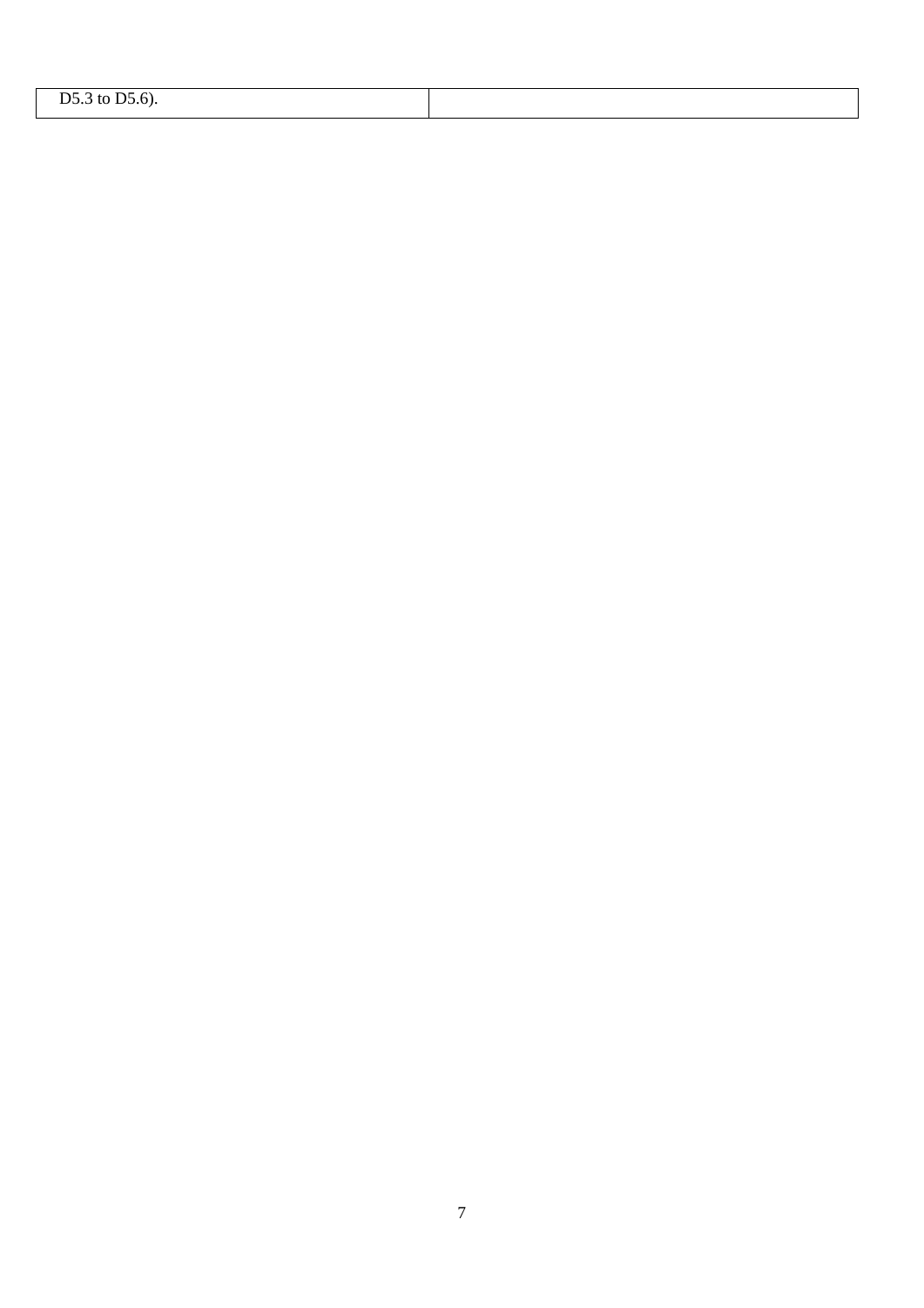| D5.3 to D5.6). | |
|---|---|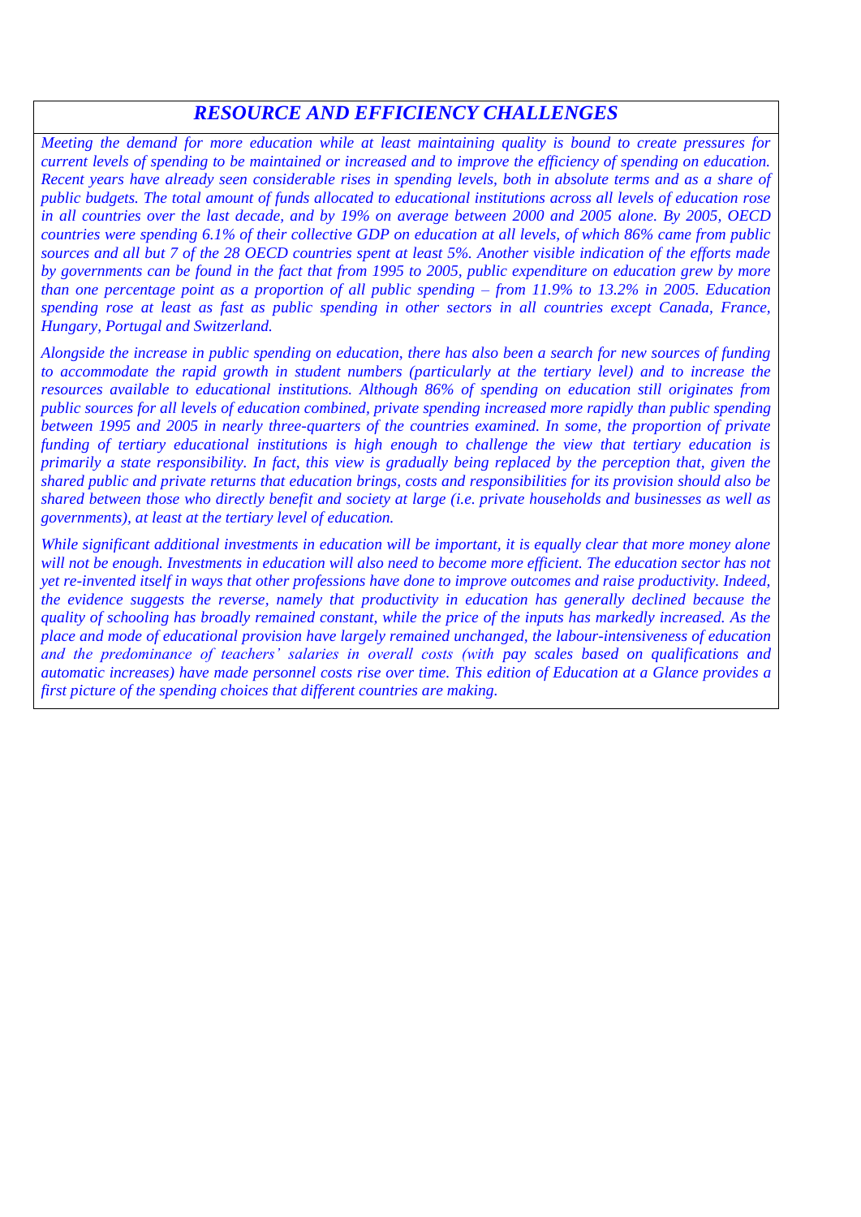## *RESOURCE AND EFFICIENCY CHALLENGES*

*Meeting the demand for more education while at least maintaining quality is bound to create pressures for current levels of spending to be maintained or increased and to improve the efficiency of spending on education. Recent years have already seen considerable rises in spending levels, both in absolute terms and as a share of public budgets. The total amount of funds allocated to educational institutions across all levels of education rose in all countries over the last decade, and by 19% on average between 2000 and 2005 alone. By 2005, OECD countries were spending 6.1% of their collective GDP on education at all levels, of which 86% came from public sources and all but 7 of the 28 OECD countries spent at least 5%. Another visible indication of the efforts made by governments can be found in the fact that from 1995 to 2005, public expenditure on education grew by more than one percentage point as a proportion of all public spending – from 11.9% to 13.2% in 2005. Education spending rose at least as fast as public spending in other sectors in all countries except Canada, France, Hungary, Portugal and Switzerland.*

*Alongside the increase in public spending on education, there has also been a search for new sources of funding to accommodate the rapid growth in student numbers (particularly at the tertiary level) and to increase the resources available to educational institutions. Although 86% of spending on education still originates from public sources for all levels of education combined, private spending increased more rapidly than public spending between 1995 and 2005 in nearly three-quarters of the countries examined. In some, the proportion of private funding of tertiary educational institutions is high enough to challenge the view that tertiary education is primarily a state responsibility. In fact, this view is gradually being replaced by the perception that, given the shared public and private returns that education brings, costs and responsibilities for its provision should also be shared between those who directly benefit and society at large (i.e. private households and businesses as well as governments), at least at the tertiary level of education.*

*While significant additional investments in education will be important, it is equally clear that more money alone will not be enough. Investments in education will also need to become more efficient. The education sector has not yet re-invented itself in ways that other professions have done to improve outcomes and raise productivity. Indeed, the evidence suggests the reverse, namely that productivity in education has generally declined because the quality of schooling has broadly remained constant, while the price of the inputs has markedly increased. As the place and mode of educational provision have largely remained unchanged, the labour-intensiveness of education and the predominance of teachers' salaries in overall costs (with pay scales based on qualifications and automatic increases) have made personnel costs rise over time. This edition of Education at a Glance provides a first picture of the spending choices that different countries are making.*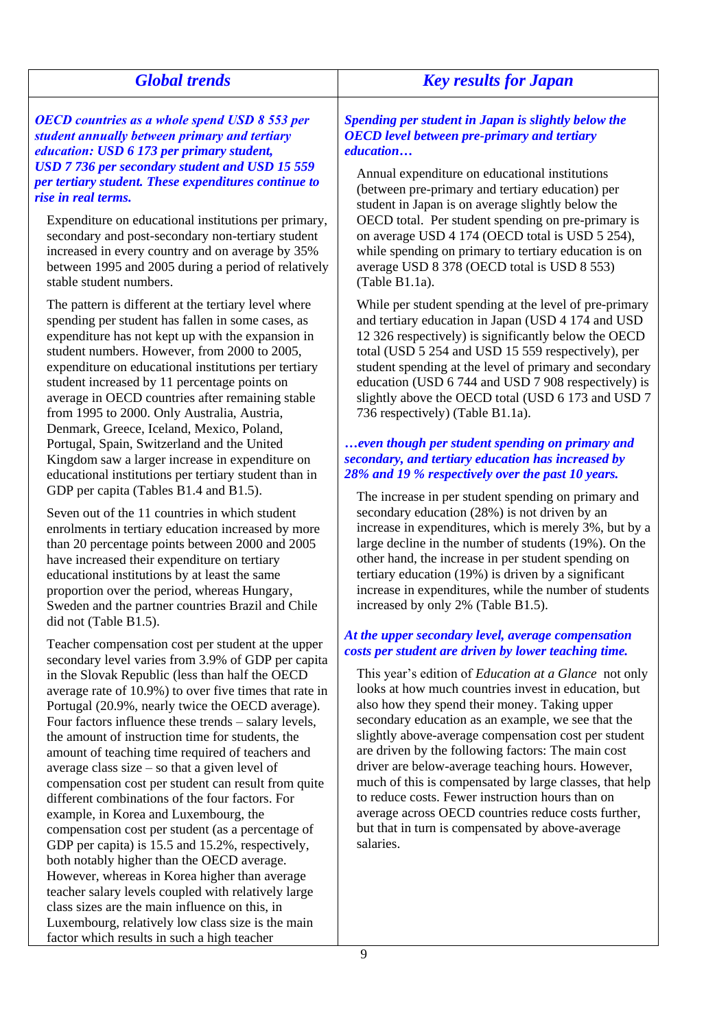## Global trends

***OECD countries as a whole spend USD 8 553 per student annually between primary and tertiary education: USD 6 173 per primary student, USD 7 736 per secondary student and USD 15 559 per tertiary student. These expenditures continue to rise in real terms.***

Expenditure on educational institutions per primary, secondary and post-secondary non-tertiary student increased in every country and on average by 35% between 1995 and 2005 during a period of relatively stable student numbers.

The pattern is different at the tertiary level where spending per student has fallen in some cases, as expenditure has not kept up with the expansion in student numbers. However, from 2000 to 2005, expenditure on educational institutions per tertiary student increased by 11 percentage points on average in OECD countries after remaining stable from 1995 to 2000. Only Australia, Austria, Denmark, Greece, Iceland, Mexico, Poland, Portugal, Spain, Switzerland and the United Kingdom saw a larger increase in expenditure on educational institutions per tertiary student than in GDP per capita (Tables B1.4 and B1.5).

Seven out of the 11 countries in which student enrolments in tertiary education increased by more than 20 percentage points between 2000 and 2005 have increased their expenditure on tertiary educational institutions by at least the same proportion over the period, whereas Hungary, Sweden and the partner countries Brazil and Chile did not (Table B1.5).

Teacher compensation cost per student at the upper secondary level varies from 3.9% of GDP per capita in the Slovak Republic (less than half the OECD average rate of 10.9%) to over five times that rate in Portugal (20.9%, nearly twice the OECD average). Four factors influence these trends – salary levels, the amount of instruction time for students, the amount of teaching time required of teachers and average class size – so that a given level of compensation cost per student can result from quite different combinations of the four factors. For example, in Korea and Luxembourg, the compensation cost per student (as a percentage of GDP per capita) is 15.5 and 15.2%, respectively, both notably higher than the OECD average. However, whereas in Korea higher than average teacher salary levels coupled with relatively large class sizes are the main influence on this, in Luxembourg, relatively low class size is the main factor which results in such a high teacher

## Key results for Japan

***Spending per student in Japan is slightly below the OECD level between pre-primary and tertiary education…***

Annual expenditure on educational institutions (between pre-primary and tertiary education) per student in Japan is on average slightly below the OECD total. Per student spending on pre-primary is on average USD 4 174 (OECD total is USD 5 254), while spending on primary to tertiary education is on average USD 8 378 (OECD total is USD 8 553) (Table B1.1a).

While per student spending at the level of pre-primary and tertiary education in Japan (USD 4 174 and USD 12 326 respectively) is significantly below the OECD total (USD 5 254 and USD 15 559 respectively), per student spending at the level of primary and secondary education (USD 6 744 and USD 7 908 respectively) is slightly above the OECD total (USD 6 173 and USD 7 736 respectively) (Table B1.1a).

***…even though per student spending on primary and secondary, and tertiary education has increased by 28% and 19 % respectively over the past 10 years.***

The increase in per student spending on primary and secondary education (28%) is not driven by an increase in expenditures, which is merely 3%, but by a large decline in the number of students (19%). On the other hand, the increase in per student spending on tertiary education (19%) is driven by a significant increase in expenditures, while the number of students increased by only 2% (Table B1.5).

***At the upper secondary level, average compensation costs per student are driven by lower teaching time.***

This year's edition of *Education at a Glance* not only looks at how much countries invest in education, but also how they spend their money. Taking upper secondary education as an example, we see that the slightly above-average compensation cost per student are driven by the following factors: The main cost driver are below-average teaching hours. However, much of this is compensated by large classes, that help to reduce costs. Fewer instruction hours than on average across OECD countries reduce costs further, but that in turn is compensated by above-average salaries.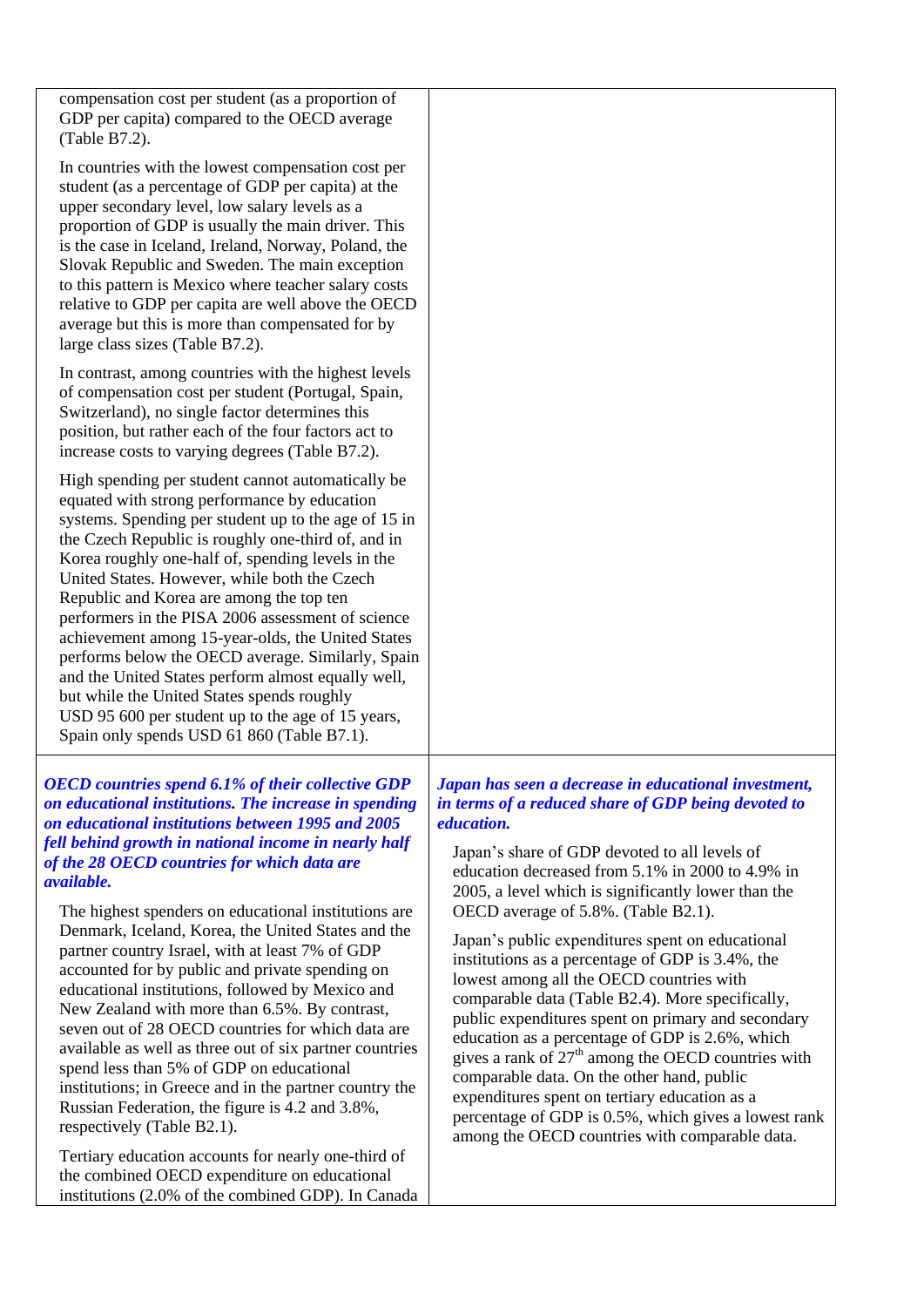compensation cost per student (as a proportion of GDP per capita) compared to the OECD average (Table B7.2).

In countries with the lowest compensation cost per student (as a percentage of GDP per capita) at the upper secondary level, low salary levels as a proportion of GDP is usually the main driver. This is the case in Iceland, Ireland, Norway, Poland, the Slovak Republic and Sweden. The main exception to this pattern is Mexico where teacher salary costs relative to GDP per capita are well above the OECD average but this is more than compensated for by large class sizes (Table B7.2).

In contrast, among countries with the highest levels of compensation cost per student (Portugal, Spain, Switzerland), no single factor determines this position, but rather each of the four factors act to increase costs to varying degrees (Table B7.2).

High spending per student cannot automatically be equated with strong performance by education systems. Spending per student up to the age of 15 in the Czech Republic is roughly one-third of, and in Korea roughly one-half of, spending levels in the United States. However, while both the Czech Republic and Korea are among the top ten performers in the PISA 2006 assessment of science achievement among 15-year-olds, the United States performs below the OECD average. Similarly, Spain and the United States perform almost equally well, but while the United States spends roughly USD 95 600 per student up to the age of 15 years, Spain only spends USD 61 860 (Table B7.1).

***OECD countries spend 6.1% of their collective GDP on educational institutions. The increase in spending on educational institutions between 1995 and 2005 fell behind growth in national income in nearly half of the 28 OECD countries for which data are available.***

The highest spenders on educational institutions are Denmark, Iceland, Korea, the United States and the partner country Israel, with at least 7% of GDP accounted for by public and private spending on educational institutions, followed by Mexico and New Zealand with more than 6.5%. By contrast, seven out of 28 OECD countries for which data are available as well as three out of six partner countries spend less than 5% of GDP on educational institutions; in Greece and in the partner country the Russian Federation, the figure is 4.2 and 3.8%, respectively (Table B2.1).

Tertiary education accounts for nearly one-third of the combined OECD expenditure on educational institutions (2.0% of the combined GDP). In Canada

***Japan has seen a decrease in educational investment, in terms of a reduced share of GDP being devoted to education.***

Japan's share of GDP devoted to all levels of education decreased from 5.1% in 2000 to 4.9% in 2005, a level which is significantly lower than the OECD average of 5.8%. (Table B2.1).

Japan's public expenditures spent on educational institutions as a percentage of GDP is 3.4%, the lowest among all the OECD countries with comparable data (Table B2.4). More specifically, public expenditures spent on primary and secondary education as a percentage of GDP is 2.6%, which gives a rank of 27th among the OECD countries with comparable data. On the other hand, public expenditures spent on tertiary education as a percentage of GDP is 0.5%, which gives a lowest rank among the OECD countries with comparable data.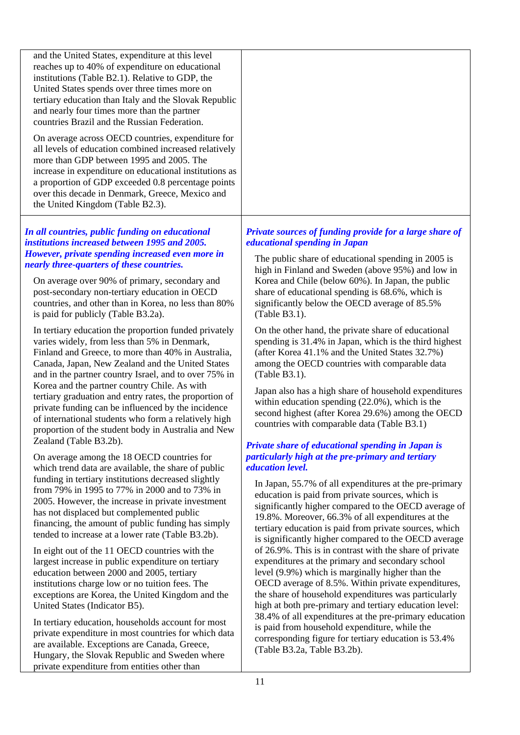and the United States, expenditure at this level reaches up to 40% of expenditure on educational institutions (Table B2.1). Relative to GDP, the United States spends over three times more on tertiary education than Italy and the Slovak Republic and nearly four times more than the partner countries Brazil and the Russian Federation.

On average across OECD countries, expenditure for all levels of education combined increased relatively more than GDP between 1995 and 2005. The increase in expenditure on educational institutions as a proportion of GDP exceeded 0.8 percentage points over this decade in Denmark, Greece, Mexico and the United Kingdom (Table B2.3).

***In all countries, public funding on educational institutions increased between 1995 and 2005. However, private spending increased even more in nearly three-quarters of these countries.***

On average over 90% of primary, secondary and post-secondary non-tertiary education in OECD countries, and other than in Korea, no less than 80% is paid for publicly (Table B3.2a).

In tertiary education the proportion funded privately varies widely, from less than 5% in Denmark, Finland and Greece, to more than 40% in Australia, Canada, Japan, New Zealand and the United States and in the partner country Israel, and to over 75% in Korea and the partner country Chile. As with tertiary graduation and entry rates, the proportion of private funding can be influenced by the incidence of international students who form a relatively high proportion of the student body in Australia and New Zealand (Table B3.2b).

On average among the 18 OECD countries for which trend data are available, the share of public funding in tertiary institutions decreased slightly from 79% in 1995 to 77% in 2000 and to 73% in 2005. However, the increase in private investment has not displaced but complemented public financing, the amount of public funding has simply tended to increase at a lower rate (Table B3.2b).

In eight out of the 11 OECD countries with the largest increase in public expenditure on tertiary education between 2000 and 2005, tertiary institutions charge low or no tuition fees. The exceptions are Korea, the United Kingdom and the United States (Indicator B5).

In tertiary education, households account for most private expenditure in most countries for which data are available. Exceptions are Canada, Greece, Hungary, the Slovak Republic and Sweden where private expenditure from entities other than

***Private sources of funding provide for a large share of educational spending in Japan***

The public share of educational spending in 2005 is high in Finland and Sweden (above 95%) and low in Korea and Chile (below 60%). In Japan, the public share of educational spending is 68.6%, which is significantly below the OECD average of 85.5% (Table B3.1).

On the other hand, the private share of educational spending is 31.4% in Japan, which is the third highest (after Korea 41.1% and the United States 32.7%) among the OECD countries with comparable data (Table B3.1).

Japan also has a high share of household expenditures within education spending (22.0%), which is the second highest (after Korea 29.6%) among the OECD countries with comparable data (Table B3.1)

***Private share of educational spending in Japan is particularly high at the pre-primary and tertiary education level.***

In Japan, 55.7% of all expenditures at the pre-primary education is paid from private sources, which is significantly higher compared to the OECD average of 19.8%. Moreover, 66.3% of all expenditures at the tertiary education is paid from private sources, which is significantly higher compared to the OECD average of 26.9%. This is in contrast with the share of private expenditures at the primary and secondary school level (9.9%) which is marginally higher than the OECD average of 8.5%. Within private expenditures, the share of household expenditures was particularly high at both pre-primary and tertiary education level: 38.4% of all expenditures at the pre-primary education is paid from household expenditure, while the corresponding figure for tertiary education is 53.4% (Table B3.2a, Table B3.2b).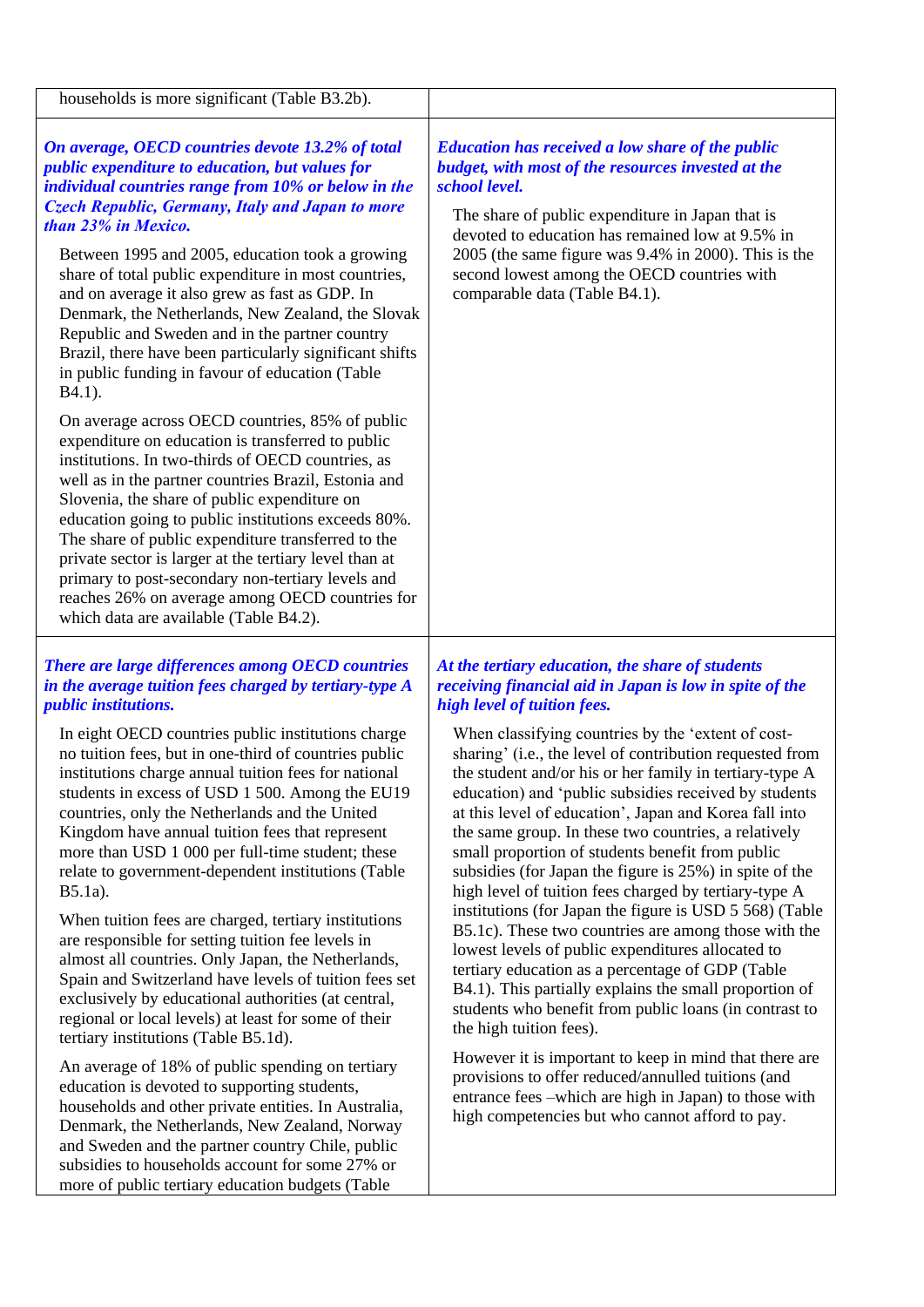| | |
|---|---|
| households is more significant (Table B3.2b). | |
| ***On average, OECD countries devote 13.2% of total public expenditure to education, but values for individual countries range from 10% or below in the Czech Republic, Germany, Italy and Japan to more than 23% in Mexico.*** <br><br> Between 1995 and 2005, education took a growing share of total public expenditure in most countries, and on average it also grew as fast as GDP. In Denmark, the Netherlands, New Zealand, the Slovak Republic and Sweden and in the partner country Brazil, there have been particularly significant shifts in public funding in favour of education (Table B4.1). <br><br> On average across OECD countries, 85% of public expenditure on education is transferred to public institutions. In two-thirds of OECD countries, as well as in the partner countries Brazil, Estonia and Slovenia, the share of public expenditure on education going to public institutions exceeds 80%. The share of public expenditure transferred to the private sector is larger at the tertiary level than at primary to post-secondary non-tertiary levels and reaches 26% on average among OECD countries for which data are available (Table B4.2). | ***Education has received a low share of the public budget, with most of the resources invested at the school level.*** <br><br> The share of public expenditure in Japan that is devoted to education has remained low at 9.5% in 2005 (the same figure was 9.4% in 2000). This is the second lowest among the OECD countries with comparable data (Table B4.1). |
| ***There are large differences among OECD countries in the average tuition fees charged by tertiary-type A public institutions.*** <br><br> In eight OECD countries public institutions charge no tuition fees, but in one-third of countries public institutions charge annual tuition fees for national students in excess of USD 1 500. Among the EU19 countries, only the Netherlands and the United Kingdom have annual tuition fees that represent more than USD 1 000 per full-time student; these relate to government-dependent institutions (Table B5.1a). <br><br> When tuition fees are charged, tertiary institutions are responsible for setting tuition fee levels in almost all countries. Only Japan, the Netherlands, Spain and Switzerland have levels of tuition fees set exclusively by educational authorities (at central, regional or local levels) at least for some of their tertiary institutions (Table B5.1d). <br><br> An average of 18% of public spending on tertiary education is devoted to supporting students, households and other private entities. In Australia, Denmark, the Netherlands, New Zealand, Norway and Sweden and the partner country Chile, public subsidies to households account for some 27% or more of public tertiary education budgets (Table | ***At the tertiary education, the share of students receiving financial aid in Japan is low in spite of the high level of tuition fees.*** <br><br> When classifying countries by the 'extent of cost-sharing' (i.e., the level of contribution requested from the student and/or his or her family in tertiary-type A education) and 'public subsidies received by students at this level of education', Japan and Korea fall into the same group. In these two countries, a relatively small proportion of students benefit from public subsidies (for Japan the figure is 25%) in spite of the high level of tuition fees charged by tertiary-type A institutions (for Japan the figure is USD 5 568) (Table B5.1c). These two countries are among those with the lowest levels of public expenditures allocated to tertiary education as a percentage of GDP (Table B4.1). This partially explains the small proportion of students who benefit from public loans (in contrast to the high tuition fees). <br><br> However it is important to keep in mind that there are provisions to offer reduced/annulled tuitions (and entrance fees –which are high in Japan) to those with high competencies but who cannot afford to pay. |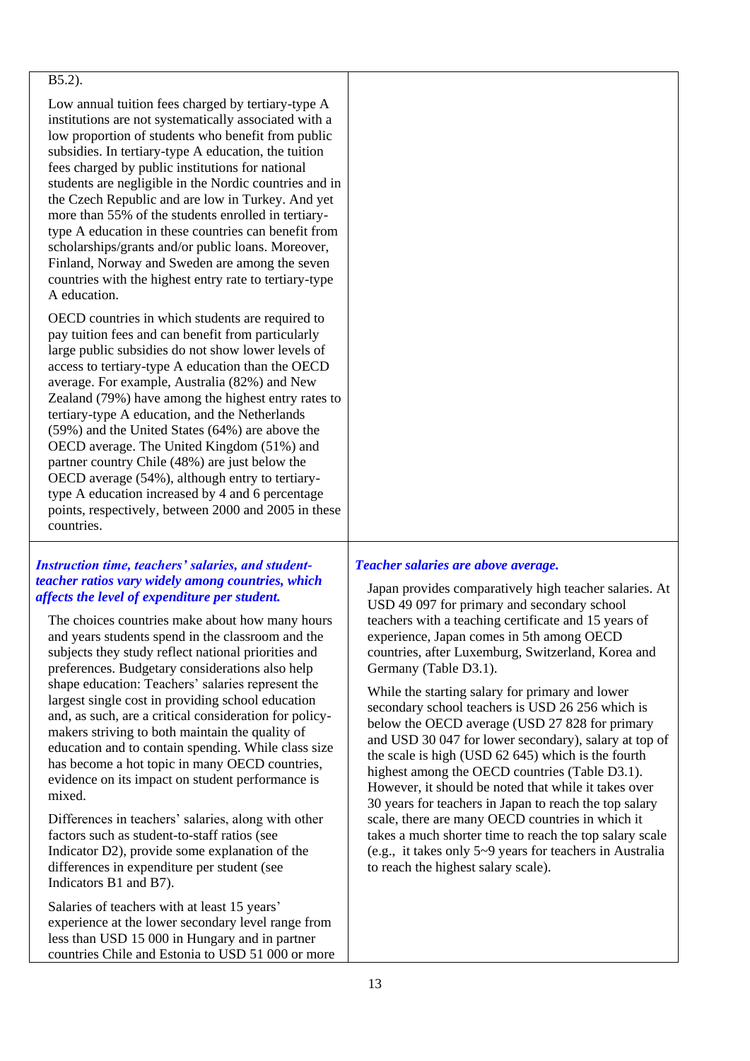B5.2).

Low annual tuition fees charged by tertiary-type A institutions are not systematically associated with a low proportion of students who benefit from public subsidies. In tertiary-type A education, the tuition fees charged by public institutions for national students are negligible in the Nordic countries and in the Czech Republic and are low in Turkey. And yet more than 55% of the students enrolled in tertiary-type A education in these countries can benefit from scholarships/grants and/or public loans. Moreover, Finland, Norway and Sweden are among the seven countries with the highest entry rate to tertiary-type A education.

OECD countries in which students are required to pay tuition fees and can benefit from particularly large public subsidies do not show lower levels of access to tertiary-type A education than the OECD average. For example, Australia (82%) and New Zealand (79%) have among the highest entry rates to tertiary-type A education, and the Netherlands (59%) and the United States (64%) are above the OECD average. The United Kingdom (51%) and partner country Chile (48%) are just below the OECD average (54%), although entry to tertiary-type A education increased by 4 and 6 percentage points, respectively, between 2000 and 2005 in these countries.

***Instruction time, teachers' salaries, and student-teacher ratios vary widely among countries, which affects the level of expenditure per student.***

The choices countries make about how many hours and years students spend in the classroom and the subjects they study reflect national priorities and preferences. Budgetary considerations also help shape education: Teachers' salaries represent the largest single cost in providing school education and, as such, are a critical consideration for policy-makers striving to both maintain the quality of education and to contain spending. While class size has become a hot topic in many OECD countries, evidence on its impact on student performance is mixed.

Differences in teachers' salaries, along with other factors such as student-to-staff ratios (see Indicator D2), provide some explanation of the differences in expenditure per student (see Indicators B1 and B7).

Salaries of teachers with at least 15 years' experience at the lower secondary level range from less than USD 15 000 in Hungary and in partner countries Chile and Estonia to USD 51 000 or more

***Teacher salaries are above average.***

Japan provides comparatively high teacher salaries. At USD 49 097 for primary and secondary school teachers with a teaching certificate and 15 years of experience, Japan comes in 5th among OECD countries, after Luxemburg, Switzerland, Korea and Germany (Table D3.1).

While the starting salary for primary and lower secondary school teachers is USD 26 256 which is below the OECD average (USD 27 828 for primary and USD 30 047 for lower secondary), salary at top of the scale is high (USD 62 645) which is the fourth highest among the OECD countries (Table D3.1). However, it should be noted that while it takes over 30 years for teachers in Japan to reach the top salary scale, there are many OECD countries in which it takes a much shorter time to reach the top salary scale (e.g., it takes only 5~9 years for teachers in Australia to reach the highest salary scale).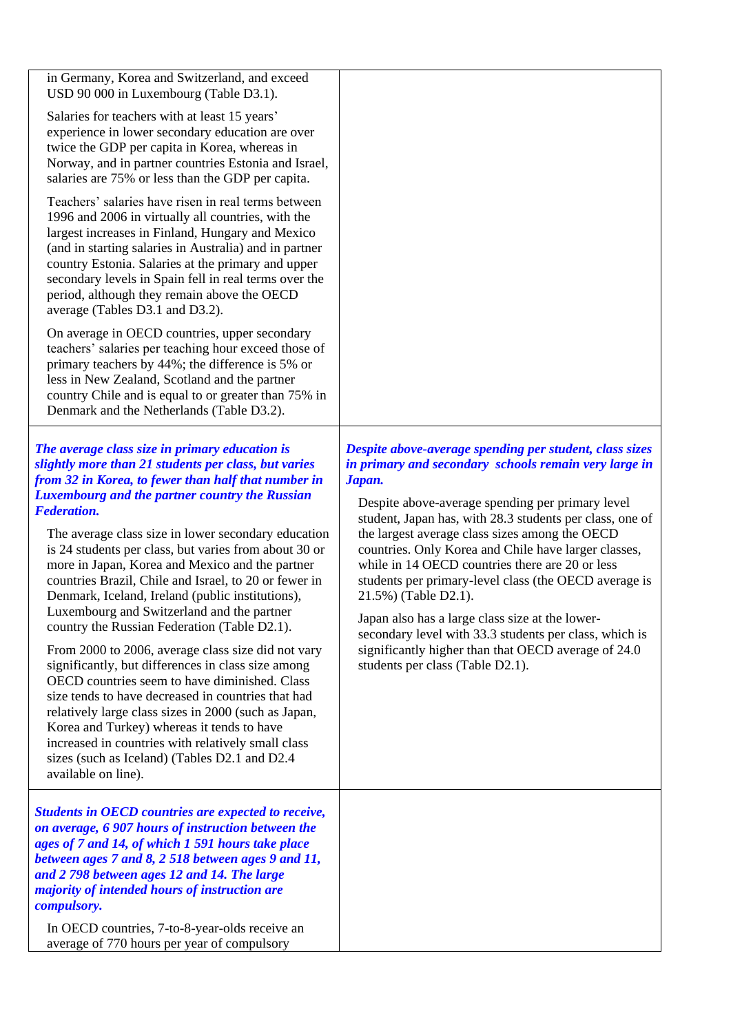| | |
|---|---|
| in Germany, Korea and Switzerland, and exceed USD 90 000 in Luxembourg (Table D3.1).<br><br>Salaries for teachers with at least 15 years' experience in lower secondary education are over twice the GDP per capita in Korea, whereas in Norway, and in partner countries Estonia and Israel, salaries are 75% or less than the GDP per capita.<br><br>Teachers' salaries have risen in real terms between 1996 and 2006 in virtually all countries, with the largest increases in Finland, Hungary and Mexico (and in starting salaries in Australia) and in partner country Estonia. Salaries at the primary and upper secondary levels in Spain fell in real terms over the period, although they remain above the OECD average (Tables D3.1 and D3.2).<br><br>On average in OECD countries, upper secondary teachers' salaries per teaching hour exceed those of primary teachers by 44%; the difference is 5% or less in New Zealand, Scotland and the partner country Chile and is equal to or greater than 75% in Denmark and the Netherlands (Table D3.2). | |
| ***The average class size in primary education is slightly more than 21 students per class, but varies from 32 in Korea, to fewer than half that number in Luxembourg and the partner country the Russian Federation.***<br><br>The average class size in lower secondary education is 24 students per class, but varies from about 30 or more in Japan, Korea and Mexico and the partner countries Brazil, Chile and Israel, to 20 or fewer in Denmark, Iceland, Ireland (public institutions), Luxembourg and Switzerland and the partner country the Russian Federation (Table D2.1).<br><br>From 2000 to 2006, average class size did not vary significantly, but differences in class size among OECD countries seem to have diminished. Class size tends to have decreased in countries that had relatively large class sizes in 2000 (such as Japan, Korea and Turkey) whereas it tends to have increased in countries with relatively small class sizes (such as Iceland) (Tables D2.1 and D2.4 available on line). | ***Despite above-average spending per student, class sizes in primary and secondary schools remain very large in Japan.***<br><br>Despite above-average spending per primary level student, Japan has, with 28.3 students per class, one of the largest average class sizes among the OECD countries. Only Korea and Chile have larger classes, while in 14 OECD countries there are 20 or less students per primary-level class (the OECD average is 21.5%) (Table D2.1).<br><br>Japan also has a large class size at the lower-secondary level with 33.3 students per class, which is significantly higher than that OECD average of 24.0 students per class (Table D2.1). |
| ***Students in OECD countries are expected to receive, on average, 6 907 hours of instruction between the ages of 7 and 14, of which 1 591 hours take place between ages 7 and 8, 2 518 between ages 9 and 11, and 2 798 between ages 12 and 14. The large majority of intended hours of instruction are compulsory.***<br><br>In OECD countries, 7-to-8-year-olds receive an average of 770 hours per year of compulsory | |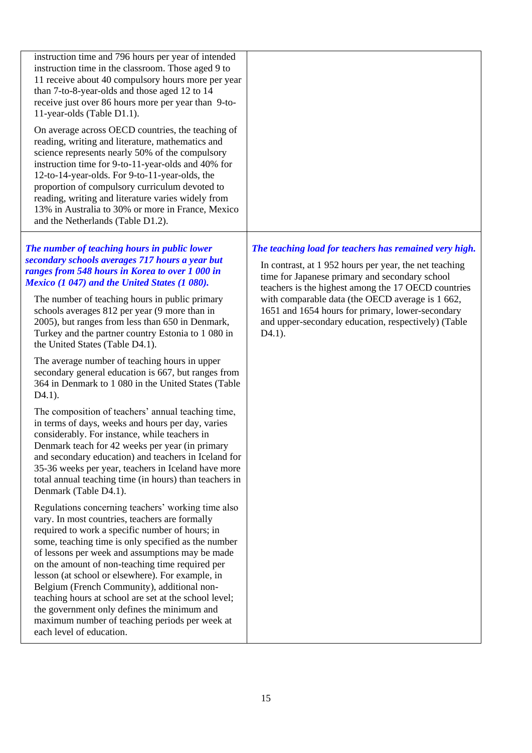instruction time and 796 hours per year of intended instruction time in the classroom. Those aged 9 to 11 receive about 40 compulsory hours more per year than 7-to-8-year-olds and those aged 12 to 14 receive just over 86 hours more per year than 9-to-11-year-olds (Table D1.1).

On average across OECD countries, the teaching of reading, writing and literature, mathematics and science represents nearly 50% of the compulsory instruction time for 9-to-11-year-olds and 40% for 12-to-14-year-olds. For 9-to-11-year-olds, the proportion of compulsory curriculum devoted to reading, writing and literature varies widely from 13% in Australia to 30% or more in France, Mexico and the Netherlands (Table D1.2).

***The number of teaching hours in public lower secondary schools averages 717 hours a year but ranges from 548 hours in Korea to over 1 000 in Mexico (1 047) and the United States (1 080).***

The number of teaching hours in public primary schools averages 812 per year (9 more than in 2005), but ranges from less than 650 in Denmark, Turkey and the partner country Estonia to 1 080 in the United States (Table D4.1).

The average number of teaching hours in upper secondary general education is 667, but ranges from 364 in Denmark to 1 080 in the United States (Table D4.1).

The composition of teachers' annual teaching time, in terms of days, weeks and hours per day, varies considerably. For instance, while teachers in Denmark teach for 42 weeks per year (in primary and secondary education) and teachers in Iceland for 35-36 weeks per year, teachers in Iceland have more total annual teaching time (in hours) than teachers in Denmark (Table D4.1).

Regulations concerning teachers' working time also vary. In most countries, teachers are formally required to work a specific number of hours; in some, teaching time is only specified as the number of lessons per week and assumptions may be made on the amount of non-teaching time required per lesson (at school or elsewhere). For example, in Belgium (French Community), additional non-teaching hours at school are set at the school level; the government only defines the minimum and maximum number of teaching periods per week at each level of education.

***The teaching load for teachers has remained very high.***

In contrast, at 1 952 hours per year, the net teaching time for Japanese primary and secondary school teachers is the highest among the 17 OECD countries with comparable data (the OECD average is 1 662, 1651 and 1654 hours for primary, lower-secondary and upper-secondary education, respectively) (Table D4.1).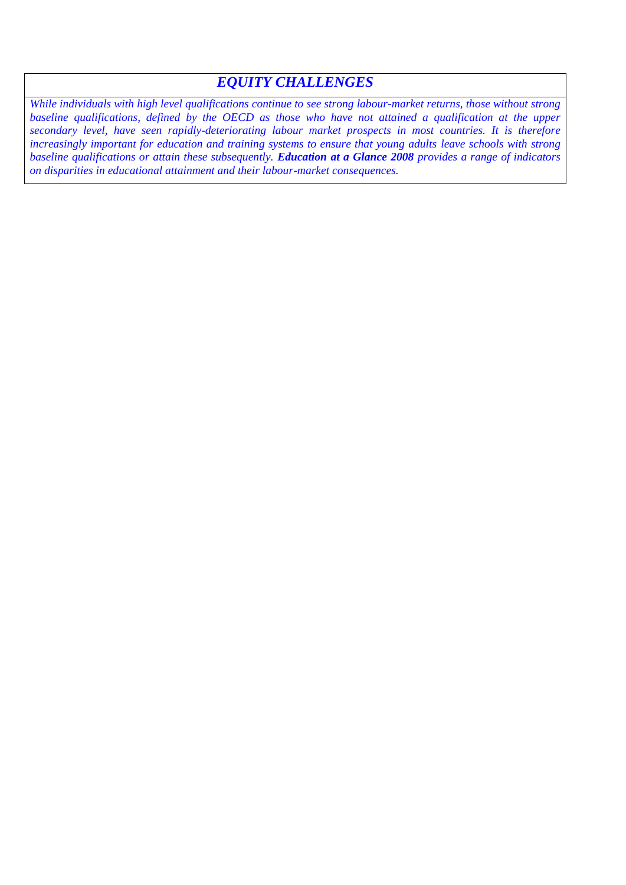## *EQUITY CHALLENGES*

*While individuals with high level qualifications continue to see strong labour-market returns, those without strong baseline qualifications, defined by the OECD as those who have not attained a qualification at the upper secondary level, have seen rapidly-deteriorating labour market prospects in most countries. It is therefore increasingly important for education and training systems to ensure that young adults leave schools with strong baseline qualifications or attain these subsequently.* ***Education at a Glance 2008*** *provides a range of indicators on disparities in educational attainment and their labour-market consequences.*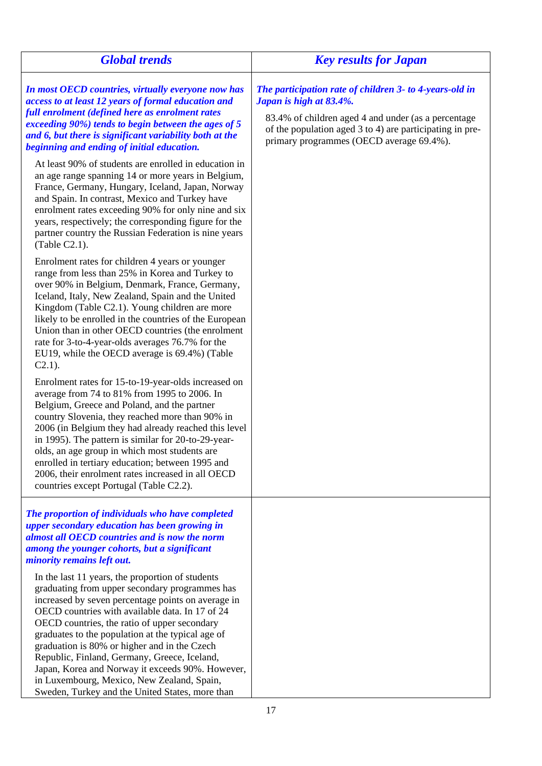| Global trends | Key results for Japan |
|---|---|
| ***In most OECD countries, virtually everyone now has access to at least 12 years of formal education and full enrolment (defined here as enrolment rates exceeding 90%) tends to begin between the ages of 5 and 6, but there is significant variability both at the beginning and ending of initial education.*** <br><br> At least 90% of students are enrolled in education in an age range spanning 14 or more years in Belgium, France, Germany, Hungary, Iceland, Japan, Norway and Spain. In contrast, Mexico and Turkey have enrolment rates exceeding 90% for only nine and six years, respectively; the corresponding figure for the partner country the Russian Federation is nine years (Table C2.1). <br><br> Enrolment rates for children 4 years or younger range from less than 25% in Korea and Turkey to over 90% in Belgium, Denmark, France, Germany, Iceland, Italy, New Zealand, Spain and the United Kingdom (Table C2.1). Young children are more likely to be enrolled in the countries of the European Union than in other OECD countries (the enrolment rate for 3-to-4-year-olds averages 76.7% for the EU19, while the OECD average is 69.4%) (Table C2.1). <br><br> Enrolment rates for 15-to-19-year-olds increased on average from 74 to 81% from 1995 to 2006. In Belgium, Greece and Poland, and the partner country Slovenia, they reached more than 90% in 2006 (in Belgium they had already reached this level in 1995). The pattern is similar for 20-to-29-year-olds, an age group in which most students are enrolled in tertiary education; between 1995 and 2006, their enrolment rates increased in all OECD countries except Portugal (Table C2.2). | ***The participation rate of children 3- to 4-years-old in Japan is high at 83.4%.*** <br><br> 83.4% of children aged 4 and under (as a percentage of the population aged 3 to 4) are participating in pre-primary programmes (OECD average 69.4%). |
| ***The proportion of individuals who have completed upper secondary education has been growing in almost all OECD countries and is now the norm among the younger cohorts, but a significant minority remains left out.*** <br><br> In the last 11 years, the proportion of students graduating from upper secondary programmes has increased by seven percentage points on average in OECD countries with available data. In 17 of 24 OECD countries, the ratio of upper secondary graduates to the population at the typical age of graduation is 80% or higher and in the Czech Republic, Finland, Germany, Greece, Iceland, Japan, Korea and Norway it exceeds 90%. However, in Luxembourg, Mexico, New Zealand, Spain, Sweden, Turkey and the United States, more than | |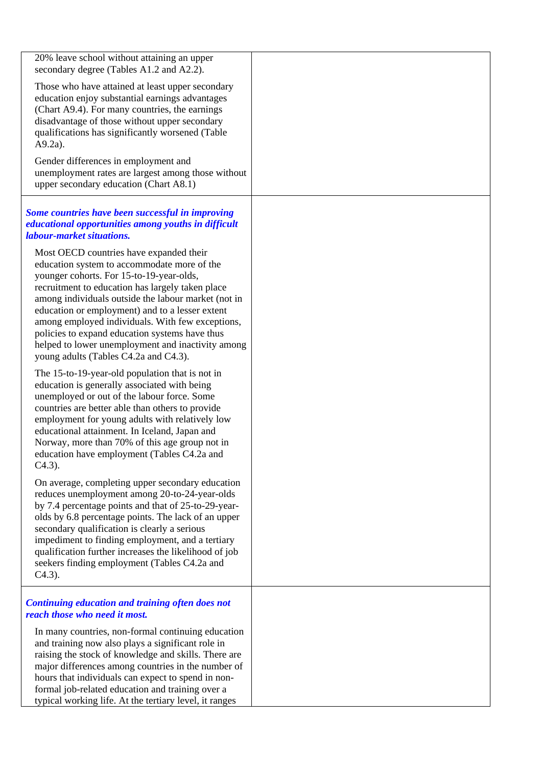20% leave school without attaining an upper secondary degree (Tables A1.2 and A2.2).

Those who have attained at least upper secondary education enjoy substantial earnings advantages (Chart A9.4). For many countries, the earnings disadvantage of those without upper secondary qualifications has significantly worsened (Table A9.2a).

Gender differences in employment and unemployment rates are largest among those without upper secondary education (Chart A8.1)

***Some countries have been successful in improving educational opportunities among youths in difficult labour-market situations.***

Most OECD countries have expanded their education system to accommodate more of the younger cohorts. For 15-to-19-year-olds, recruitment to education has largely taken place among individuals outside the labour market (not in education or employment) and to a lesser extent among employed individuals. With few exceptions, policies to expand education systems have thus helped to lower unemployment and inactivity among young adults (Tables C4.2a and C4.3).

The 15-to-19-year-old population that is not in education is generally associated with being unemployed or out of the labour force. Some countries are better able than others to provide employment for young adults with relatively low educational attainment. In Iceland, Japan and Norway, more than 70% of this age group not in education have employment (Tables C4.2a and C4.3).

On average, completing upper secondary education reduces unemployment among 20-to-24-year-olds by 7.4 percentage points and that of 25-to-29-year-olds by 6.8 percentage points. The lack of an upper secondary qualification is clearly a serious impediment to finding employment, and a tertiary qualification further increases the likelihood of job seekers finding employment (Tables C4.2a and C4.3).

***Continuing education and training often does not reach those who need it most.***

In many countries, non-formal continuing education and training now also plays a significant role in raising the stock of knowledge and skills. There are major differences among countries in the number of hours that individuals can expect to spend in non-formal job-related education and training over a typical working life. At the tertiary level, it ranges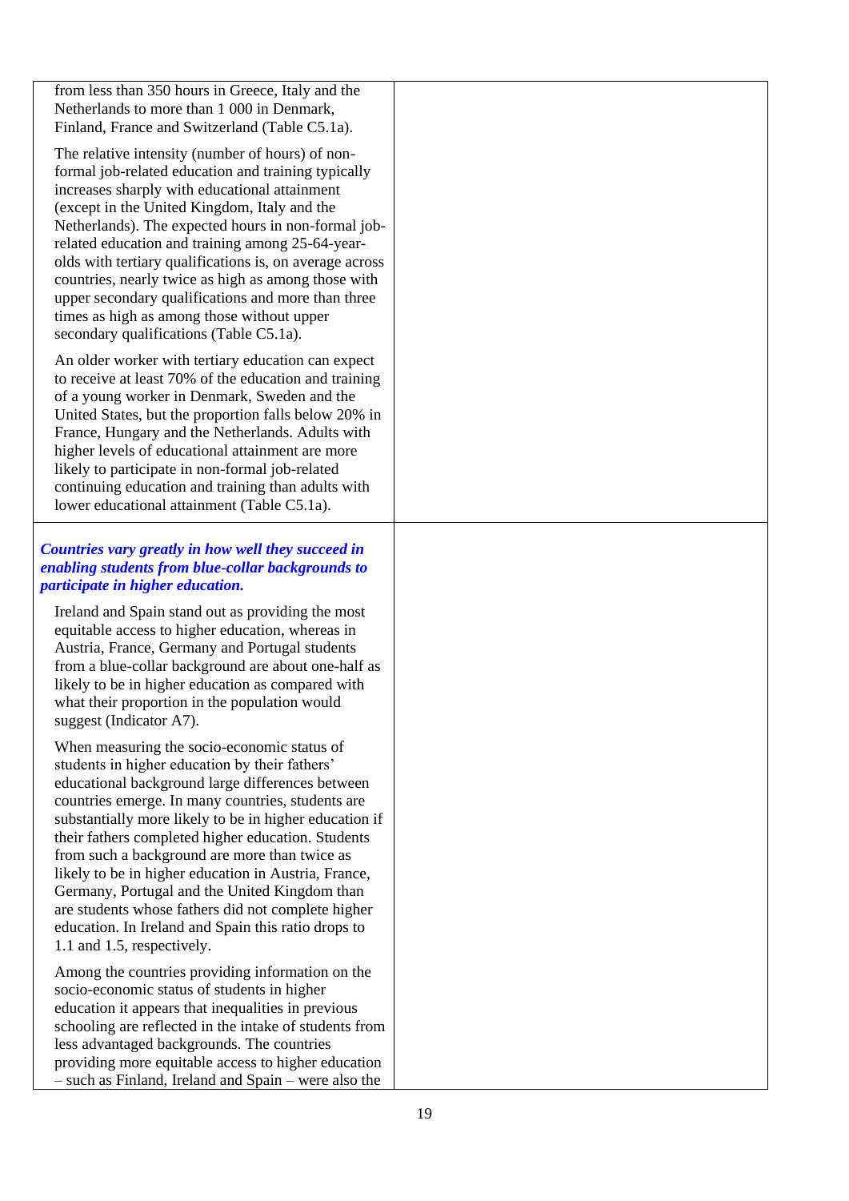from less than 350 hours in Greece, Italy and the Netherlands to more than 1 000 in Denmark, Finland, France and Switzerland (Table C5.1a).

The relative intensity (number of hours) of non-formal job-related education and training typically increases sharply with educational attainment (except in the United Kingdom, Italy and the Netherlands). The expected hours in non-formal job-related education and training among 25-64-year-olds with tertiary qualifications is, on average across countries, nearly twice as high as among those with upper secondary qualifications and more than three times as high as among those without upper secondary qualifications (Table C5.1a).

An older worker with tertiary education can expect to receive at least 70% of the education and training of a young worker in Denmark, Sweden and the United States, but the proportion falls below 20% in France, Hungary and the Netherlands. Adults with higher levels of educational attainment are more likely to participate in non-formal job-related continuing education and training than adults with lower educational attainment (Table C5.1a).

***Countries vary greatly in how well they succeed in enabling students from blue-collar backgrounds to participate in higher education.***

Ireland and Spain stand out as providing the most equitable access to higher education, whereas in Austria, France, Germany and Portugal students from a blue-collar background are about one-half as likely to be in higher education as compared with what their proportion in the population would suggest (Indicator A7).

When measuring the socio-economic status of students in higher education by their fathers' educational background large differences between countries emerge. In many countries, students are substantially more likely to be in higher education if their fathers completed higher education. Students from such a background are more than twice as likely to be in higher education in Austria, France, Germany, Portugal and the United Kingdom than are students whose fathers did not complete higher education. In Ireland and Spain this ratio drops to 1.1 and 1.5, respectively.

Among the countries providing information on the socio-economic status of students in higher education it appears that inequalities in previous schooling are reflected in the intake of students from less advantaged backgrounds. The countries providing more equitable access to higher education – such as Finland, Ireland and Spain – were also the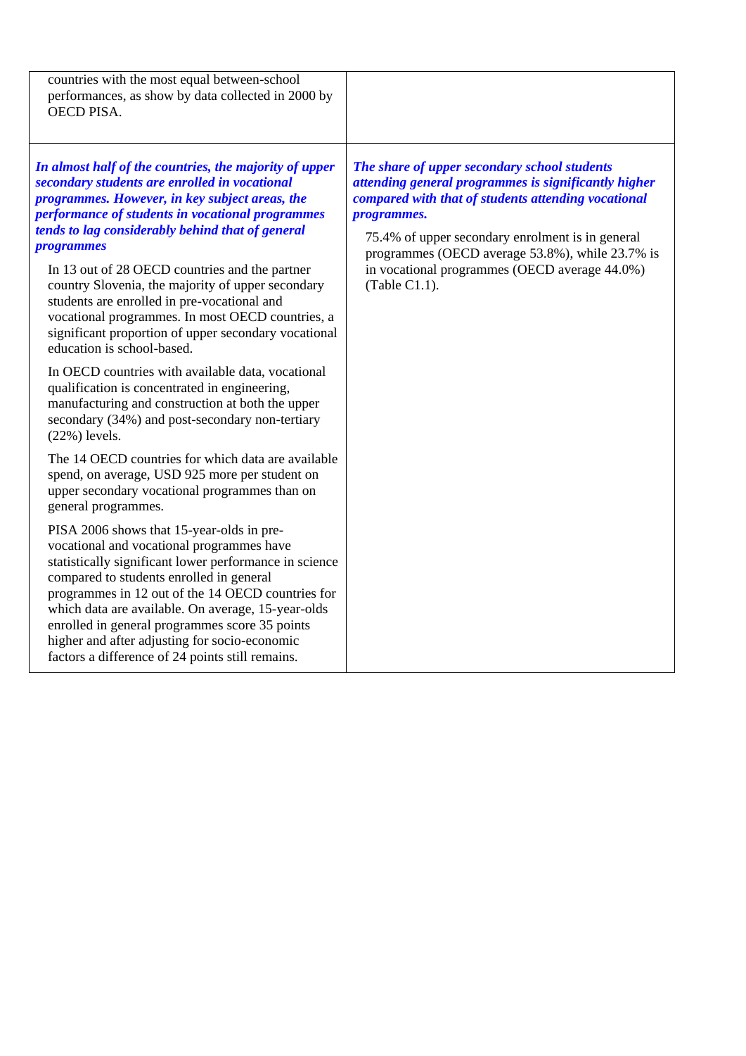| | |
|---|---|
| countries with the most equal between-school performances, as show by data collected in 2000 by OECD PISA. | |
| ***In almost half of the countries, the majority of upper secondary students are enrolled in vocational programmes. However, in key subject areas, the performance of students in vocational programmes tends to lag considerably behind that of general programmes*** <br><br> In 13 out of 28 OECD countries and the partner country Slovenia, the majority of upper secondary students are enrolled in pre-vocational and vocational programmes. In most OECD countries, a significant proportion of upper secondary vocational education is school-based. <br><br> In OECD countries with available data, vocational qualification is concentrated in engineering, manufacturing and construction at both the upper secondary (34%) and post-secondary non-tertiary (22%) levels. <br><br> The 14 OECD countries for which data are available spend, on average, USD 925 more per student on upper secondary vocational programmes than on general programmes. <br><br> PISA 2006 shows that 15-year-olds in pre-vocational and vocational programmes have statistically significant lower performance in science compared to students enrolled in general programmes in 12 out of the 14 OECD countries for which data are available. On average, 15-year-olds enrolled in general programmes score 35 points higher and after adjusting for socio-economic factors a difference of 24 points still remains. | ***The share of upper secondary school students attending general programmes is significantly higher compared with that of students attending vocational programmes.*** <br><br> 75.4% of upper secondary enrolment is in general programmes (OECD average 53.8%), while 23.7% is in vocational programmes (OECD average 44.0%) (Table C1.1). |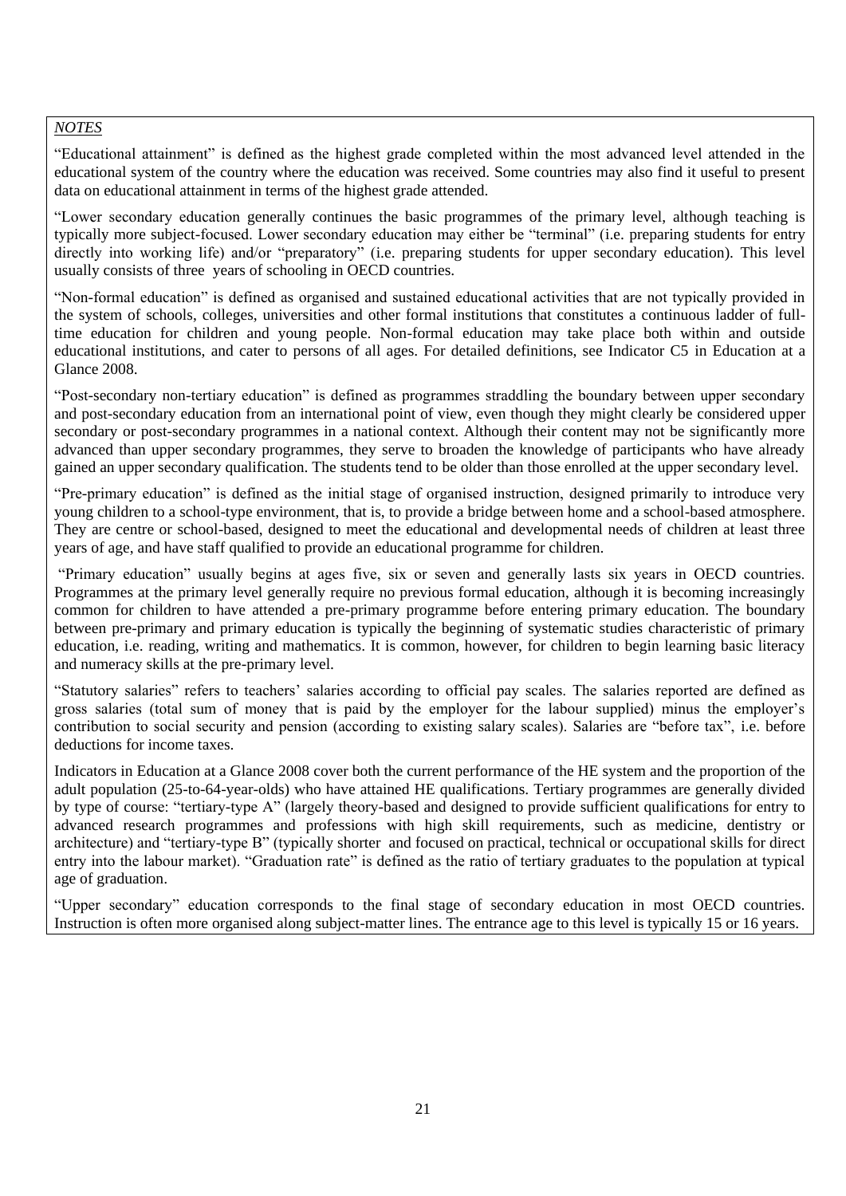*NOTES*

"Educational attainment" is defined as the highest grade completed within the most advanced level attended in the educational system of the country where the education was received. Some countries may also find it useful to present data on educational attainment in terms of the highest grade attended.

"Lower secondary education generally continues the basic programmes of the primary level, although teaching is typically more subject-focused. Lower secondary education may either be "terminal" (i.e. preparing students for entry directly into working life) and/or "preparatory" (i.e. preparing students for upper secondary education). This level usually consists of three years of schooling in OECD countries.

"Non-formal education" is defined as organised and sustained educational activities that are not typically provided in the system of schools, colleges, universities and other formal institutions that constitutes a continuous ladder of full-time education for children and young people. Non-formal education may take place both within and outside educational institutions, and cater to persons of all ages. For detailed definitions, see Indicator C5 in Education at a Glance 2008.

"Post-secondary non-tertiary education" is defined as programmes straddling the boundary between upper secondary and post-secondary education from an international point of view, even though they might clearly be considered upper secondary or post-secondary programmes in a national context. Although their content may not be significantly more advanced than upper secondary programmes, they serve to broaden the knowledge of participants who have already gained an upper secondary qualification. The students tend to be older than those enrolled at the upper secondary level.

"Pre-primary education" is defined as the initial stage of organised instruction, designed primarily to introduce very young children to a school-type environment, that is, to provide a bridge between home and a school-based atmosphere. They are centre or school-based, designed to meet the educational and developmental needs of children at least three years of age, and have staff qualified to provide an educational programme for children.

"Primary education" usually begins at ages five, six or seven and generally lasts six years in OECD countries. Programmes at the primary level generally require no previous formal education, although it is becoming increasingly common for children to have attended a pre-primary programme before entering primary education. The boundary between pre-primary and primary education is typically the beginning of systematic studies characteristic of primary education, i.e. reading, writing and mathematics. It is common, however, for children to begin learning basic literacy and numeracy skills at the pre-primary level.

"Statutory salaries" refers to teachers' salaries according to official pay scales. The salaries reported are defined as gross salaries (total sum of money that is paid by the employer for the labour supplied) minus the employer's contribution to social security and pension (according to existing salary scales). Salaries are "before tax", i.e. before deductions for income taxes.

Indicators in Education at a Glance 2008 cover both the current performance of the HE system and the proportion of the adult population (25-to-64-year-olds) who have attained HE qualifications. Tertiary programmes are generally divided by type of course: "tertiary-type A" (largely theory-based and designed to provide sufficient qualifications for entry to advanced research programmes and professions with high skill requirements, such as medicine, dentistry or architecture) and "tertiary-type B" (typically shorter and focused on practical, technical or occupational skills for direct entry into the labour market). "Graduation rate" is defined as the ratio of tertiary graduates to the population at typical age of graduation.

"Upper secondary" education corresponds to the final stage of secondary education in most OECD countries. Instruction is often more organised along subject-matter lines. The entrance age to this level is typically 15 or 16 years.